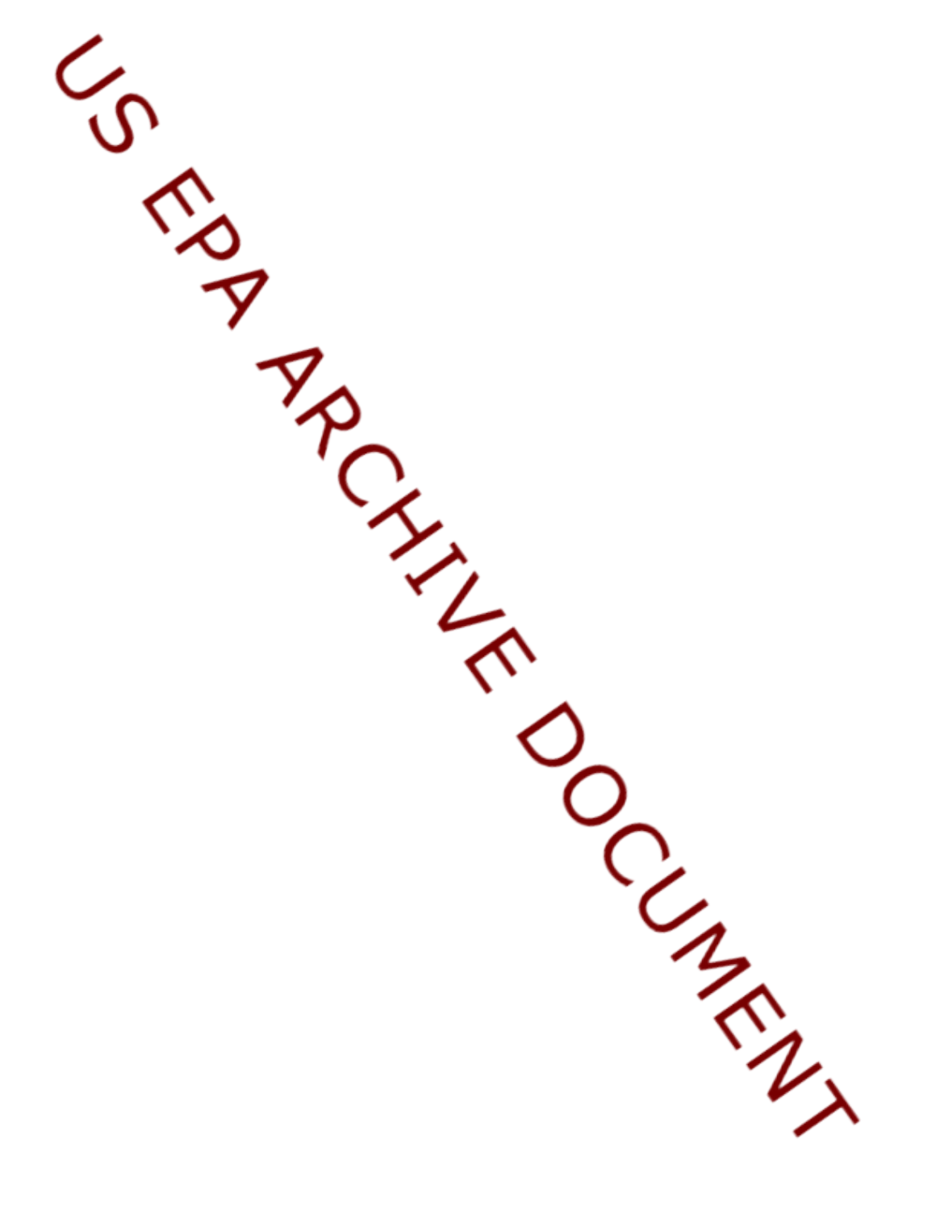US EPA ARCHIVE DOCUMENT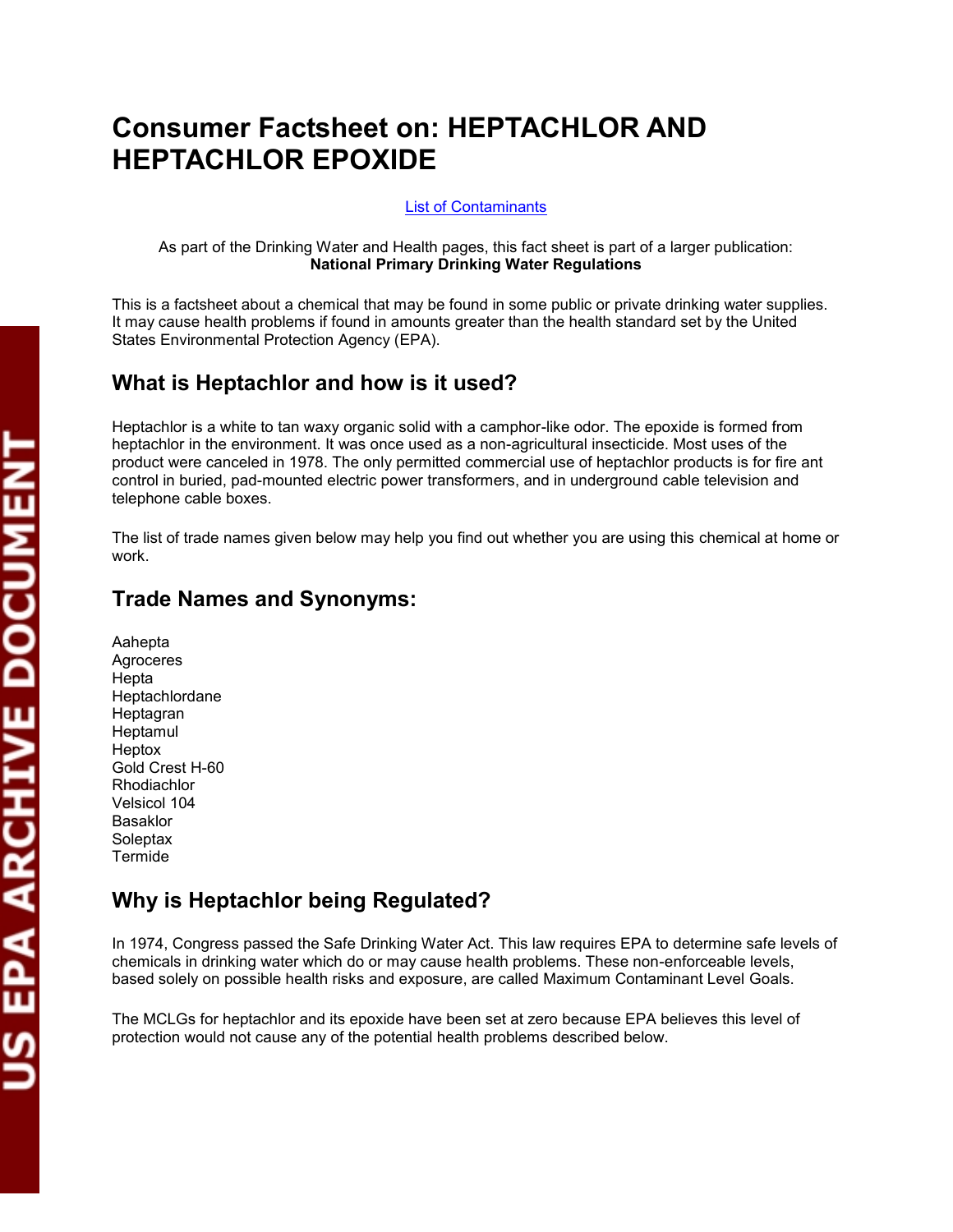# Consumer Factsheet on: HEPTACHLOR AND HEPTACHLOR EPOXIDE

List of Contaminants

As part of the Drinking Water and Health pages, this fact sheet is part of a larger publication:
**National Primary Drinking Water Regulations**

This is a factsheet about a chemical that may be found in some public or private drinking water supplies. It may cause health problems if found in amounts greater than the health standard set by the United States Environmental Protection Agency (EPA).

## What is Heptachlor and how is it used?

Heptachlor is a white to tan waxy organic solid with a camphor-like odor. The epoxide is formed from heptachlor in the environment. It was once used as a non-agricultural insecticide. Most uses of the product were canceled in 1978. The only permitted commercial use of heptachlor products is for fire ant control in buried, pad-mounted electric power transformers, and in underground cable television and telephone cable boxes.

The list of trade names given below may help you find out whether you are using this chemical at home or work.

## Trade Names and Synonyms:

Aahepta
Agroceres
Hepta
Heptachlordane
Heptagran
Heptamul
Heptox
Gold Crest H-60
Rhodiachlor
Velsicol 104
Basaklor
Soleptax
Termide

## Why is Heptachlor being Regulated?

In 1974, Congress passed the Safe Drinking Water Act. This law requires EPA to determine safe levels of chemicals in drinking water which do or may cause health problems. These non-enforceable levels, based solely on possible health risks and exposure, are called Maximum Contaminant Level Goals.

The MCLGs for heptachlor and its epoxide have been set at zero because EPA believes this level of protection would not cause any of the potential health problems described below.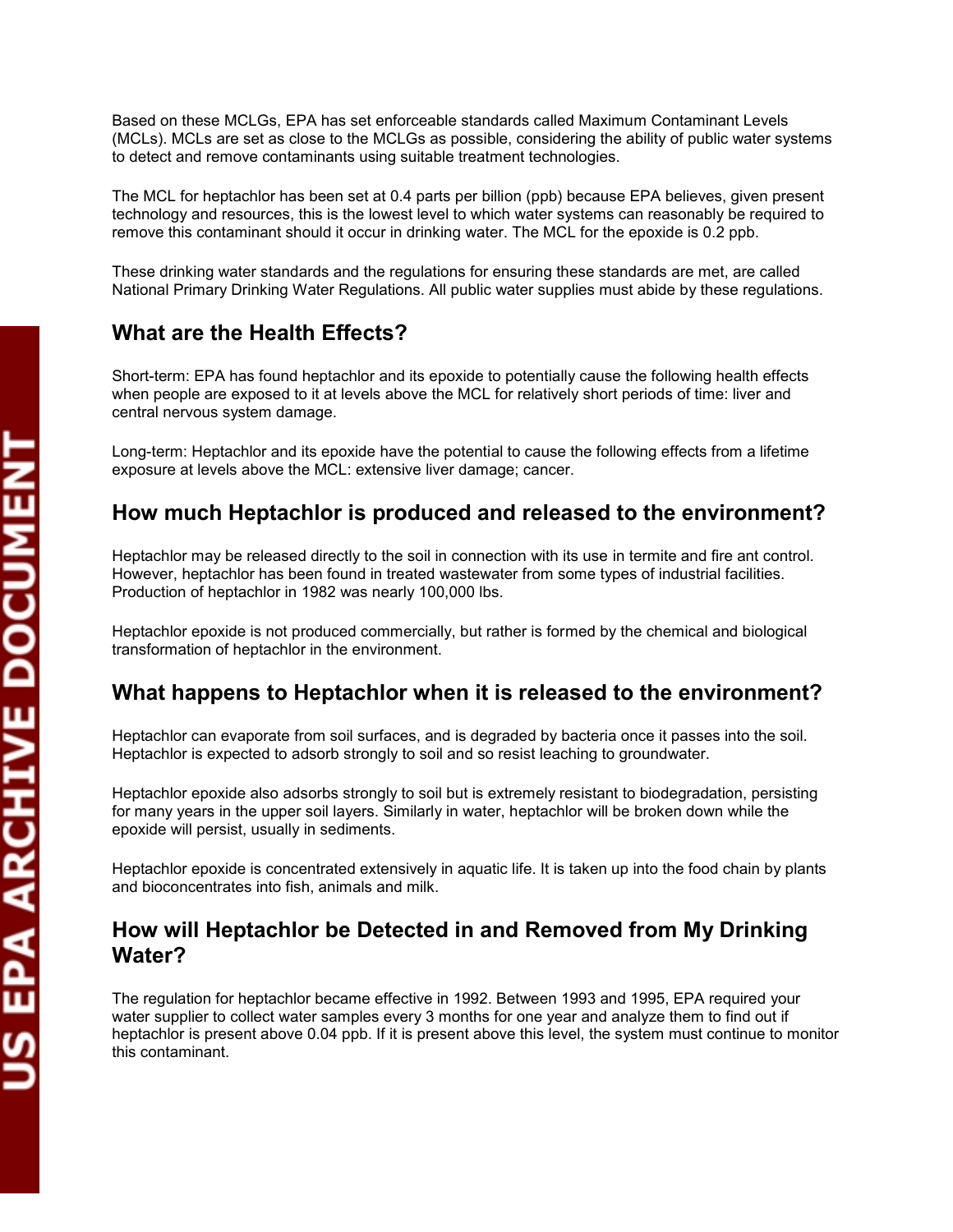Based on these MCLGs, EPA has set enforceable standards called Maximum Contaminant Levels (MCLs). MCLs are set as close to the MCLGs as possible, considering the ability of public water systems to detect and remove contaminants using suitable treatment technologies.

The MCL for heptachlor has been set at 0.4 parts per billion (ppb) because EPA believes, given present technology and resources, this is the lowest level to which water systems can reasonably be required to remove this contaminant should it occur in drinking water. The MCL for the epoxide is 0.2 ppb.

These drinking water standards and the regulations for ensuring these standards are met, are called National Primary Drinking Water Regulations. All public water supplies must abide by these regulations.

## What are the Health Effects?

Short-term: EPA has found heptachlor and its epoxide to potentially cause the following health effects when people are exposed to it at levels above the MCL for relatively short periods of time: liver and central nervous system damage.

Long-term: Heptachlor and its epoxide have the potential to cause the following effects from a lifetime exposure at levels above the MCL: extensive liver damage; cancer.

## How much Heptachlor is produced and released to the environment?

Heptachlor may be released directly to the soil in connection with its use in termite and fire ant control. However, heptachlor has been found in treated wastewater from some types of industrial facilities. Production of heptachlor in 1982 was nearly 100,000 lbs.

Heptachlor epoxide is not produced commercially, but rather is formed by the chemical and biological transformation of heptachlor in the environment.

## What happens to Heptachlor when it is released to the environment?

Heptachlor can evaporate from soil surfaces, and is degraded by bacteria once it passes into the soil. Heptachlor is expected to adsorb strongly to soil and so resist leaching to groundwater.

Heptachlor epoxide also adsorbs strongly to soil but is extremely resistant to biodegradation, persisting for many years in the upper soil layers. Similarly in water, heptachlor will be broken down while the epoxide will persist, usually in sediments.

Heptachlor epoxide is concentrated extensively in aquatic life. It is taken up into the food chain by plants and bioconcentrates into fish, animals and milk.

## How will Heptachlor be Detected in and Removed from My Drinking Water?

The regulation for heptachlor became effective in 1992. Between 1993 and 1995, EPA required your water supplier to collect water samples every 3 months for one year and analyze them to find out if heptachlor is present above 0.04 ppb. If it is present above this level, the system must continue to monitor this contaminant.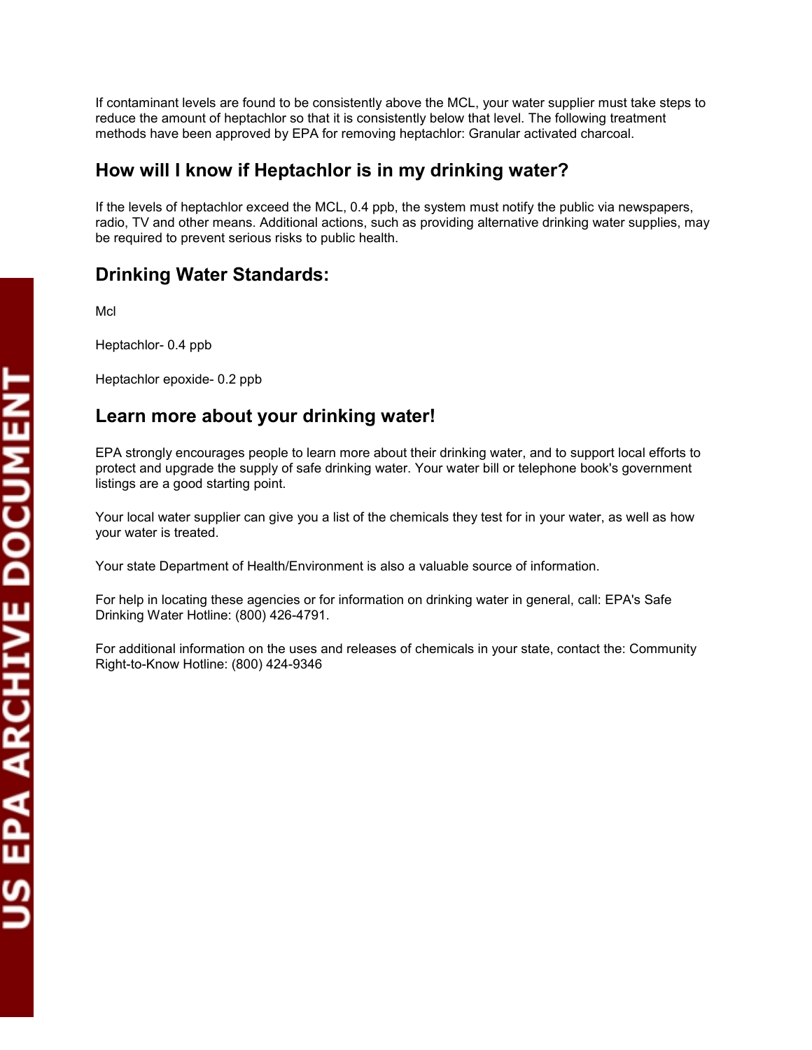If contaminant levels are found to be consistently above the MCL, your water supplier must take steps to reduce the amount of heptachlor so that it is consistently below that level. The following treatment methods have been approved by EPA for removing heptachlor: Granular activated charcoal.

## How will I know if Heptachlor is in my drinking water?

If the levels of heptachlor exceed the MCL, 0.4 ppb, the system must notify the public via newspapers, radio, TV and other means. Additional actions, such as providing alternative drinking water supplies, may be required to prevent serious risks to public health.

## Drinking Water Standards:

Mcl

Heptachlor- 0.4 ppb

Heptachlor epoxide- 0.2 ppb

## Learn more about your drinking water!

EPA strongly encourages people to learn more about their drinking water, and to support local efforts to protect and upgrade the supply of safe drinking water. Your water bill or telephone book's government listings are a good starting point.

Your local water supplier can give you a list of the chemicals they test for in your water, as well as how your water is treated.

Your state Department of Health/Environment is also a valuable source of information.

For help in locating these agencies or for information on drinking water in general, call: EPA's Safe Drinking Water Hotline: (800) 426-4791.

For additional information on the uses and releases of chemicals in your state, contact the: Community Right-to-Know Hotline: (800) 424-9346